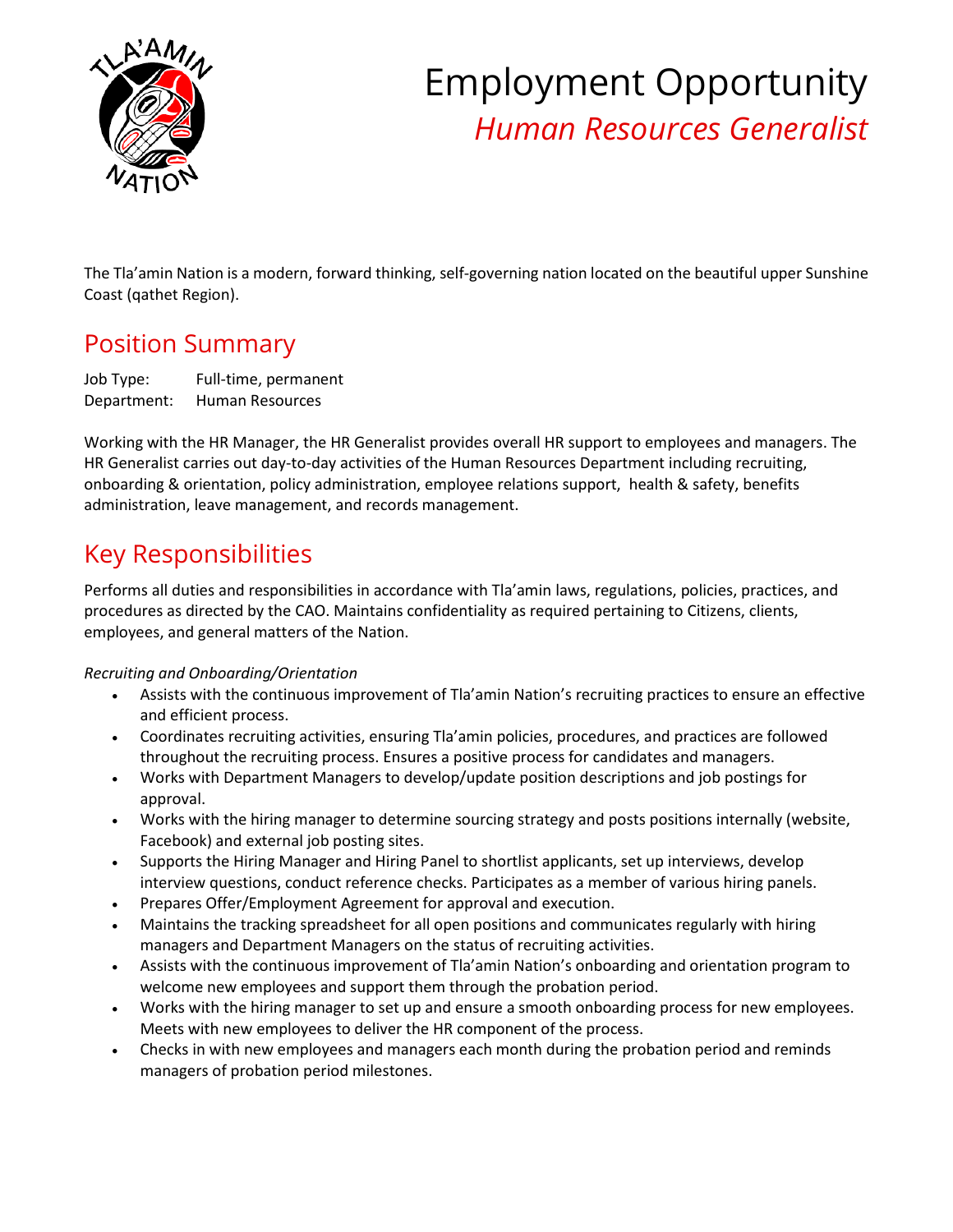# Employment Opportunity

## *Human Resources Generalist*

The Tla'amin Nation is a modern, forward thinking, self-governing nation located on the beautiful upper Sunshine Coast (qathet Region).

## Position Summary

Job Type: Full-time, permanent
Department: Human Resources

Working with the HR Manager, the HR Generalist provides overall HR support to employees and managers. The HR Generalist carries out day-to-day activities of the Human Resources Department including recruiting, onboarding & orientation, policy administration, employee relations support, health & safety, benefits administration, leave management, and records management.

## Key Responsibilities

Performs all duties and responsibilities in accordance with Tla'amin laws, regulations, policies, practices, and procedures as directed by the CAO. Maintains confidentiality as required pertaining to Citizens, clients, employees, and general matters of the Nation.

*Recruiting and Onboarding/Orientation*

- Assists with the continuous improvement of Tla'amin Nation's recruiting practices to ensure an effective and efficient process.
- Coordinates recruiting activities, ensuring Tla'amin policies, procedures, and practices are followed throughout the recruiting process. Ensures a positive process for candidates and managers.
- Works with Department Managers to develop/update position descriptions and job postings for approval.
- Works with the hiring manager to determine sourcing strategy and posts positions internally (website, Facebook) and external job posting sites.
- Supports the Hiring Manager and Hiring Panel to shortlist applicants, set up interviews, develop interview questions, conduct reference checks. Participates as a member of various hiring panels.
- Prepares Offer/Employment Agreement for approval and execution.
- Maintains the tracking spreadsheet for all open positions and communicates regularly with hiring managers and Department Managers on the status of recruiting activities.
- Assists with the continuous improvement of Tla'amin Nation's onboarding and orientation program to welcome new employees and support them through the probation period.
- Works with the hiring manager to set up and ensure a smooth onboarding process for new employees. Meets with new employees to deliver the HR component of the process.
- Checks in with new employees and managers each month during the probation period and reminds managers of probation period milestones.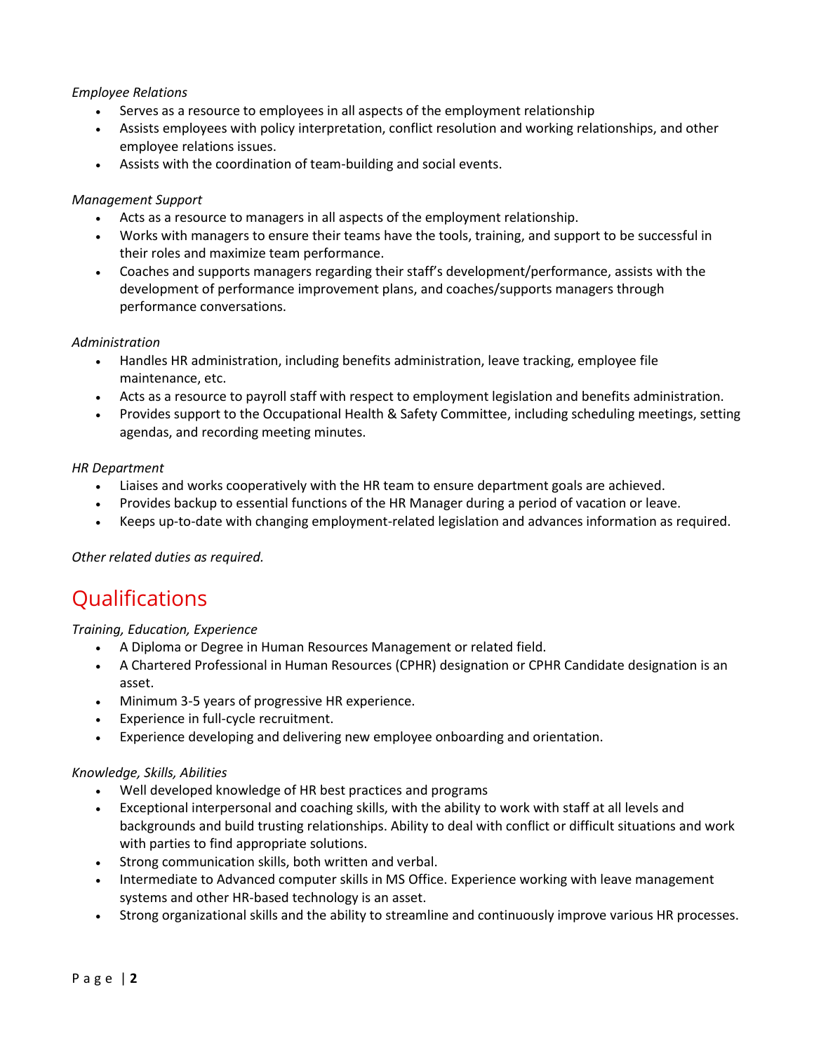*Employee Relations*

- Serves as a resource to employees in all aspects of the employment relationship
- Assists employees with policy interpretation, conflict resolution and working relationships, and other employee relations issues.
- Assists with the coordination of team-building and social events.

*Management Support*

- Acts as a resource to managers in all aspects of the employment relationship.
- Works with managers to ensure their teams have the tools, training, and support to be successful in their roles and maximize team performance.
- Coaches and supports managers regarding their staff's development/performance, assists with the development of performance improvement plans, and coaches/supports managers through performance conversations.

*Administration*

- Handles HR administration, including benefits administration, leave tracking, employee file maintenance, etc.
- Acts as a resource to payroll staff with respect to employment legislation and benefits administration.
- Provides support to the Occupational Health & Safety Committee, including scheduling meetings, setting agendas, and recording meeting minutes.

*HR Department*

- Liaises and works cooperatively with the HR team to ensure department goals are achieved.
- Provides backup to essential functions of the HR Manager during a period of vacation or leave.
- Keeps up-to-date with changing employment-related legislation and advances information as required.

*Other related duties as required.*

# Qualifications

*Training, Education, Experience*

- A Diploma or Degree in Human Resources Management or related field.
- A Chartered Professional in Human Resources (CPHR) designation or CPHR Candidate designation is an asset.
- Minimum 3-5 years of progressive HR experience.
- Experience in full-cycle recruitment.
- Experience developing and delivering new employee onboarding and orientation.

*Knowledge, Skills, Abilities*

- Well developed knowledge of HR best practices and programs
- Exceptional interpersonal and coaching skills, with the ability to work with staff at all levels and backgrounds and build trusting relationships. Ability to deal with conflict or difficult situations and work with parties to find appropriate solutions.
- Strong communication skills, both written and verbal.
- Intermediate to Advanced computer skills in MS Office. Experience working with leave management systems and other HR-based technology is an asset.
- Strong organizational skills and the ability to streamline and continuously improve various HR processes.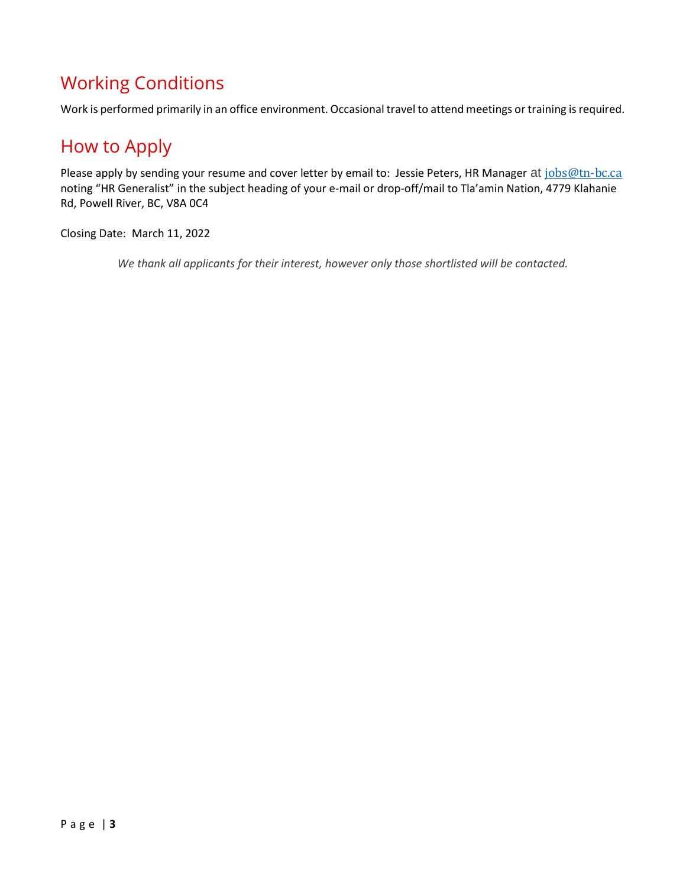## Working Conditions

Work is performed primarily in an office environment. Occasional travel to attend meetings or training is required.

## How to Apply

Please apply by sending your resume and cover letter by email to: Jessie Peters, HR Manager at jobs@tn-bc.ca noting "HR Generalist" in the subject heading of your e-mail or drop-off/mail to Tla'amin Nation, 4779 Klahanie Rd, Powell River, BC, V8A 0C4

Closing Date: March 11, 2022

*We thank all applicants for their interest, however only those shortlisted will be contacted.*